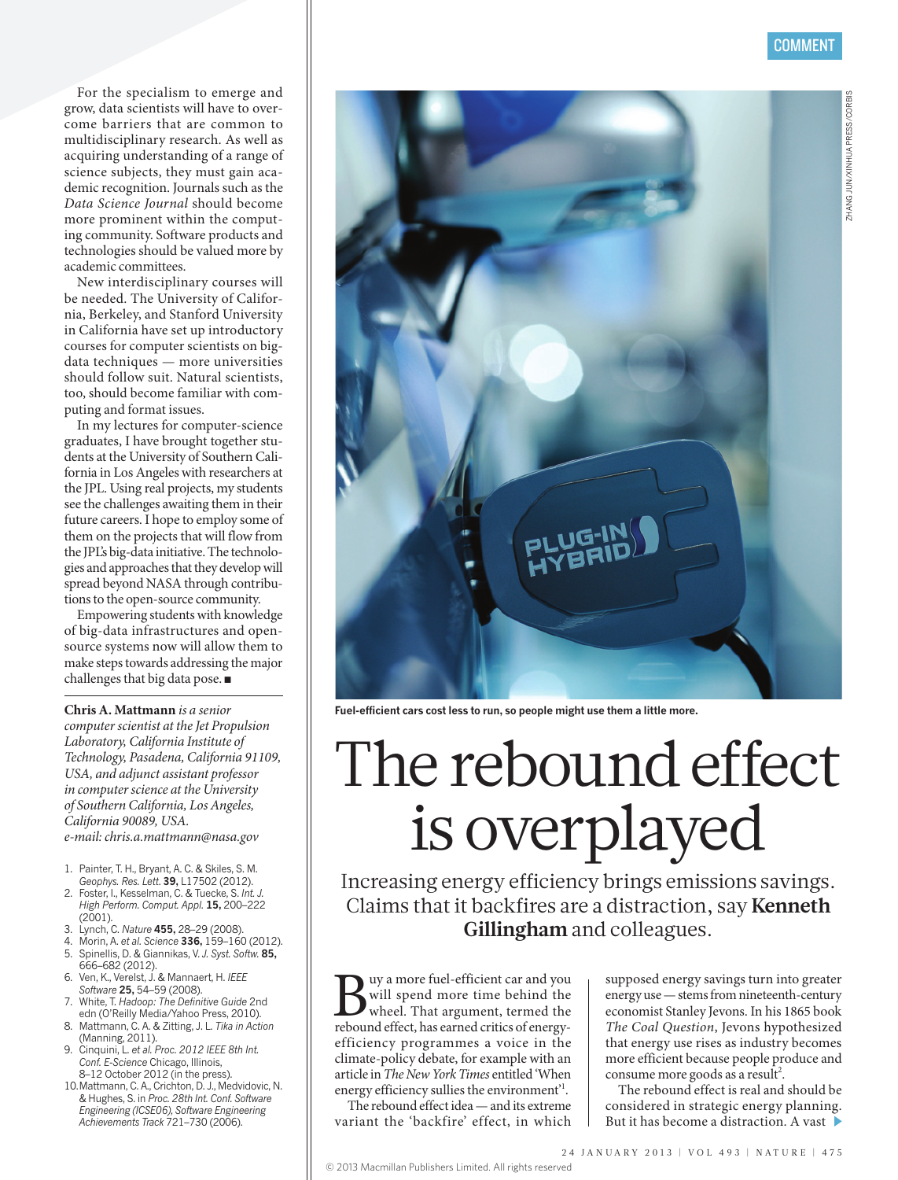For the specialism to emerge and grow, data scientists will have to overcome barriers that are common to multidisciplinary research. As well as acquiring understanding of a range of science subjects, they must gain academic recognition. Journals such as the *Data Science Journal* should become more prominent within the computing community. Software products and technologies should be valued more by academic committees.

New interdisciplinary courses will be needed. The University of California, Berkeley, and Stanford University in California have set up introductory courses for computer scientists on big-data techniques — more universities should follow suit. Natural scientists, too, should become familiar with computing and format issues.

In my lectures for computer-science graduates, I have brought together students at the University of Southern California in Los Angeles with researchers at the JPL. Using real projects, my students see the challenges awaiting them in their future careers. I hope to employ some of them on the projects that will flow from the JPL's big-data initiative. The technologies and approaches that they develop will spread beyond NASA through contributions to the open-source community.

Empowering students with knowledge of big-data infrastructures and open-source systems now will allow them to make steps towards addressing the major challenges that big data pose. ■

**Chris A. Mattmann** *is a senior computer scientist at the Jet Propulsion Laboratory, California Institute of Technology, Pasadena, California 91109, USA, and adjunct assistant professor in computer science at the University of Southern California, Los Angeles, California 90089, USA.*
*e-mail: chris.a.mattmann@nasa.gov*

1. Painter, T. H., Bryant, A. C. & Skiles, S. M. *Geophys. Res. Lett.* **39,** L17502 (2012).
2. Foster, I., Kesselman, C. & Tuecke, S. *Int. J. High Perform. Comput. Appl.* **15,** 200–222 (2001).
3. Lynch, C. *Nature* **455,** 28–29 (2008).
4. Morin, A. *et al. Science* **336,** 159–160 (2012).
5. Spinellis, D. & Giannikas, V. *J. Syst. Softw.* **85,** 666–682 (2012).
6. Ven, K., Verelst, J. & Mannaert, H. *IEEE Software* **25,** 54–59 (2008).
7. White, T. *Hadoop: The Definitive Guide* 2nd edn (O'Reilly Media/Yahoo Press, 2010).
8. Mattmann, C. A. & Zitting, J. L. *Tika in Action* (Manning, 2011).
9. Cinquini, L. *et al. Proc. 2012 IEEE 8th Int. Conf. E-Science* Chicago, Illinois, 8–12 October 2012 (in the press).
10. Mattmann, C. A., Crichton, D. J., Medvidovic, N. & Hughes, S. in *Proc. 28th Int. Conf. Software Engineering (ICSE06), Software Engineering Achievements Track* 721–730 (2006).

COMMENT

ZHANG JUN/XINHUA PRESS/CORBIS

**Fuel-efficient cars cost less to run, so people might use them a little more.**

# The rebound effect is overplayed

## Increasing energy efficiency brings emissions savings. Claims that it backfires are a distraction, say **Kenneth Gillingham** and colleagues.

Buy a more fuel-efficient car and you will spend more time behind the wheel. That argument, termed the rebound effect, has earned critics of energy-efficiency programmes a voice in the climate-policy debate, for example with an article in *The New York Times* entitled 'When energy efficiency sullies the environment'[1].

The rebound effect idea — and its extreme variant the 'backfire' effect, in which supposed energy savings turn into greater energy use — stems from nineteenth-century economist Stanley Jevons. In his 1865 book *The Coal Question*, Jevons hypothesized that energy use rises as industry becomes more efficient because people produce and consume more goods as a result[2].

The rebound effect is real and should be considered in strategic energy planning. But it has become a distraction. A vast ▶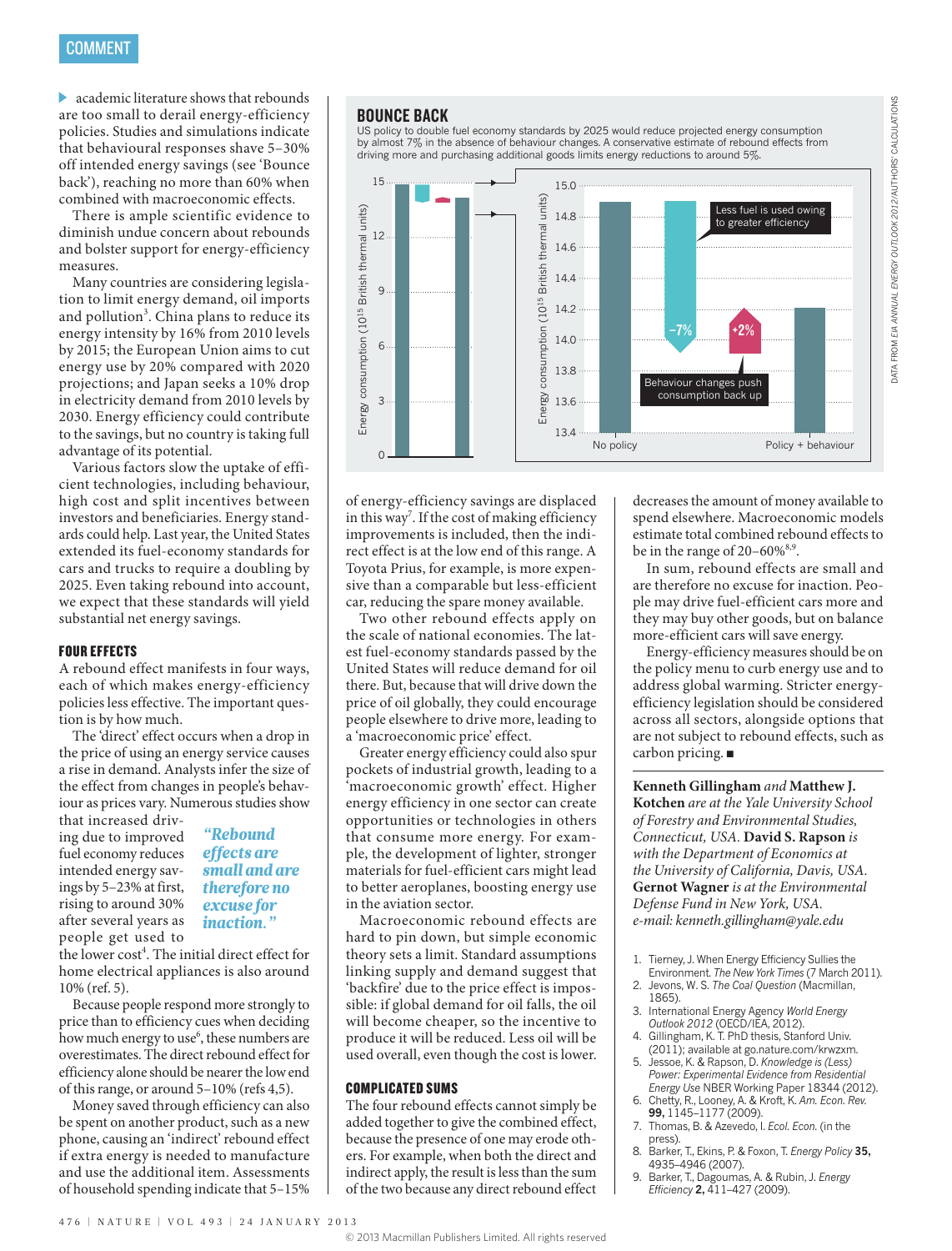academic literature shows that rebounds are too small to derail energy-efficiency policies. Studies and simulations indicate that behavioural responses shave 5–30% off intended energy savings (see 'Bounce back'), reaching no more than 60% when combined with macroeconomic effects.

There is ample scientific evidence to diminish undue concern about rebounds and bolster support for energy-efficiency measures.

Many countries are considering legislation to limit energy demand, oil imports and pollution[3]. China plans to reduce its energy intensity by 16% from 2010 levels by 2015; the European Union aims to cut energy use by 20% compared with 2020 projections; and Japan seeks a 10% drop in electricity demand from 2010 levels by 2030. Energy efficiency could contribute to the savings, but no country is taking full advantage of its potential.

Various factors slow the uptake of efficient technologies, including behaviour, high cost and split incentives between investors and beneficiaries. Energy standards could help. Last year, the United States extended its fuel-economy standards for cars and trucks to require a doubling by 2025. Even taking rebound into account, we expect that these standards will yield substantial net energy savings.

**BOUNCE BACK**

US policy to double fuel economy standards by 2025 would reduce projected energy consumption by almost 7% in the absence of behaviour changes. A conservative estimate of rebound effects from driving more and purchasing additional goods limits energy reductions to around 5%.

Energy consumption ($10^{15}$ British thermal units)

15
12
9
6
3
0

Energy consumption ($10^{15}$ British thermal units)

15.0
14.8
14.6
14.4
14.2
14.0
13.8
13.6
13.4

Less fuel is used owing to greater efficiency

−7%

+2%

Behaviour changes push consumption back up

No policy

Policy + behaviour

DATA FROM EIA *ANNUAL ENERGY OUTLOOK 2012*/AUTHORS' CALCULATIONS

## FOUR EFFECTS

A rebound effect manifests in four ways, each of which makes energy-efficiency policies less effective. The important question is by how much.

The 'direct' effect occurs when a drop in the price of using an energy service causes a rise in demand. Analysts infer the size of the effect from changes in people's behaviour as prices vary. Numerous studies show that increased driving due to improved fuel economy reduces intended energy savings by 5–23% at first, rising to around 30% after several years as people get used to the lower cost[4]. The initial direct effect for home electrical appliances is also around 10% (ref. 5).

> *"Rebound effects are small and are therefore no excuse for inaction."*

Because people respond more strongly to price than to efficiency cues when deciding how much energy to use[6], these numbers are overestimates. The direct rebound effect for efficiency alone should be nearer the low end of this range, or around 5–10% (refs 4,5).

Money saved through efficiency can also be spent on another product, such as a new phone, causing an 'indirect' rebound effect if extra energy is needed to manufacture and use the additional item. Assessments of household spending indicate that 5–15% of energy-efficiency savings are displaced in this way[7]. If the cost of making efficiency improvements is included, then the indirect effect is at the low end of this range. A Toyota Prius, for example, is more expensive than a comparable but less-efficient car, reducing the spare money available.

Two other rebound effects apply on the scale of national economies. The latest fuel-economy standards passed by the United States will reduce demand for oil there. But, because that will drive down the price of oil globally, they could encourage people elsewhere to drive more, leading to a 'macroeconomic price' effect.

Greater energy efficiency could also spur pockets of industrial growth, leading to a 'macroeconomic growth' effect. Higher energy efficiency in one sector can create opportunities or technologies in others that consume more energy. For example, the development of lighter, stronger materials for fuel-efficient cars might lead to better aeroplanes, boosting energy use in the aviation sector.

Macroeconomic rebound effects are hard to pin down, but simple economic theory sets a limit. Standard assumptions linking supply and demand suggest that 'backfire' due to the price effect is impossible: if global demand for oil falls, the oil will become cheaper, so the incentive to produce it will be reduced. Less oil will be used overall, even though the cost is lower.

## COMPLICATED SUMS

The four rebound effects cannot simply be added together to give the combined effect, because the presence of one may erode others. For example, when both the direct and indirect apply, the result is less than the sum of the two because any direct rebound effect decreases the amount of money available to spend elsewhere. Macroeconomic models estimate total combined rebound effects to be in the range of 20–60%[8,9].

In sum, rebound effects are small and are therefore no excuse for inaction. People may drive fuel-efficient cars more and they may buy other goods, but on balance more-efficient cars will save energy.

Energy-efficiency measures should be on the policy menu to curb energy use and to address global warming. Stricter energy-efficiency legislation should be considered across all sectors, alongside options that are not subject to rebound effects, such as carbon pricing. ■

**Kenneth Gillingham** *and* **Matthew J. Kotchen** *are at the Yale University School of Forestry and Environmental Studies, Connecticut, USA.* **David S. Rapson** *is with the Department of Economics at the University of California, Davis, USA.* **Gernot Wagner** *is at the Environmental Defense Fund in New York, USA.*
*e-mail: kenneth.gillingham@yale.edu*

1. Tierney, J. When Energy Efficiency Sullies the Environment. *The New York Times* (7 March 2011).
2. Jevons, W. S. *The Coal Question* (Macmillan, 1865).
3. International Energy Agency *World Energy Outlook 2012* (OECD/IEA, 2012).
4. Gillingham, K. T. PhD thesis, Stanford Univ. (2011); available at go.nature.com/krwzxm.
5. Jessoe, K. & Rapson, D. *Knowledge is (Less) Power: Experimental Evidence from Residential Energy Use* NBER Working Paper 18344 (2012).
6. Chetty, R., Looney, A. & Kroft, K. *Am. Econ. Rev.* **99,** 1145–1177 (2009).
7. Thomas, B. & Azevedo, I. *Ecol. Econ.* (in the press).
8. Barker, T., Ekins, P. & Foxon, T. *Energy Policy* **35,** 4935–4946 (2007).
9. Barker, T., Dagoumas, A. & Rubin, J. *Energy Efficiency* **2,** 411–427 (2009).